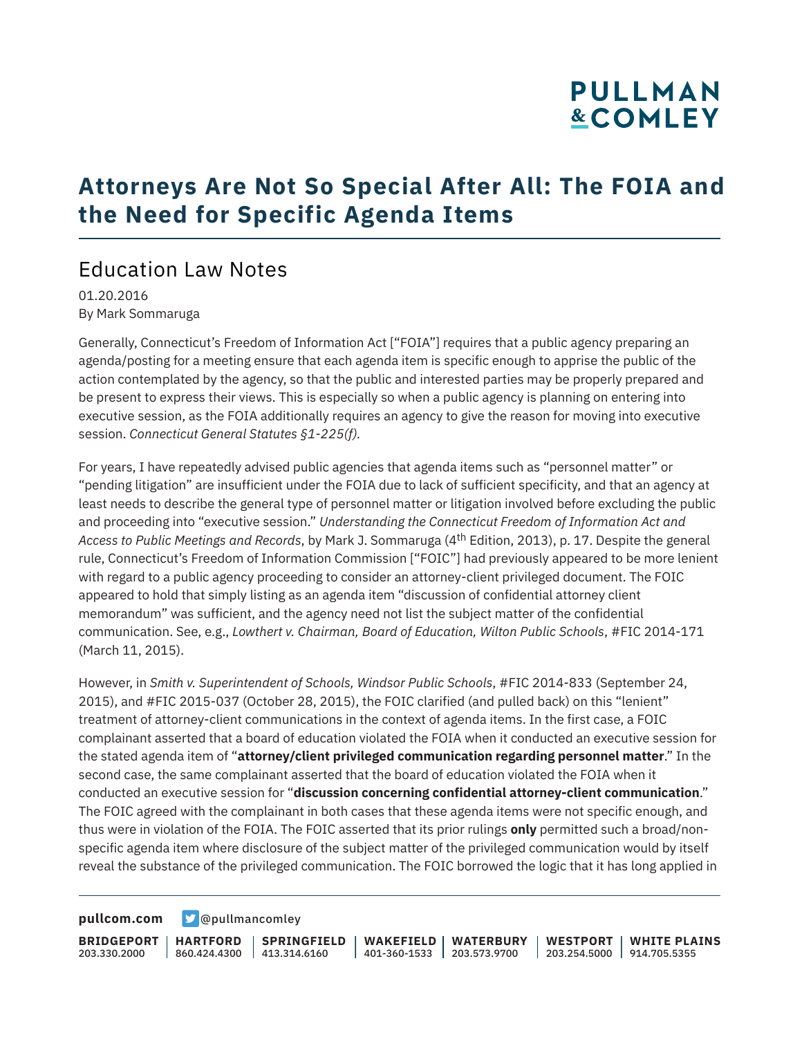# Attorneys Are Not So Special After All: The FOIA and the Need for Specific Agenda Items

## Education Law Notes

01.20.2016
By Mark Sommaruga

Generally, Connecticut's Freedom of Information Act ["FOIA"] requires that a public agency preparing an agenda/posting for a meeting ensure that each agenda item is specific enough to apprise the public of the action contemplated by the agency, so that the public and interested parties may be properly prepared and be present to express their views. This is especially so when a public agency is planning on entering into executive session, as the FOIA additionally requires an agency to give the reason for moving into executive session. *Connecticut General Statutes §1-225(f).*

For years, I have repeatedly advised public agencies that agenda items such as "personnel matter" or "pending litigation" are insufficient under the FOIA due to lack of sufficient specificity, and that an agency at least needs to describe the general type of personnel matter or litigation involved before excluding the public and proceeding into "executive session." *Understanding the Connecticut Freedom of Information Act and Access to Public Meetings and Records*, by Mark J. Sommaruga (4th Edition, 2013), p. 17. Despite the general rule, Connecticut's Freedom of Information Commission ["FOIC"] had previously appeared to be more lenient with regard to a public agency proceeding to consider an attorney-client privileged document. The FOIC appeared to hold that simply listing as an agenda item "discussion of confidential attorney client memorandum" was sufficient, and the agency need not list the subject matter of the confidential communication. See, e.g., *Lowthert v. Chairman, Board of Education, Wilton Public Schools*, #FIC 2014-171 (March 11, 2015).

However, in *Smith v. Superintendent of Schools, Windsor Public Schools*, #FIC 2014-833 (September 24, 2015), and #FIC 2015-037 (October 28, 2015), the FOIC clarified (and pulled back) on this "lenient" treatment of attorney-client communications in the context of agenda items. In the first case, a FOIC complainant asserted that a board of education violated the FOIA when it conducted an executive session for the stated agenda item of "**attorney/client privileged communication regarding personnel matter**." In the second case, the same complainant asserted that the board of education violated the FOIA when it conducted an executive session for "**discussion concerning confidential attorney-client communication**." The FOIC agreed with the complainant in both cases that these agenda items were not specific enough, and thus were in violation of the FOIA. The FOIC asserted that its prior rulings **only** permitted such a broad/non-specific agenda item where disclosure of the subject matter of the privileged communication would by itself reveal the substance of the privileged communication. The FOIC borrowed the logic that it has long applied in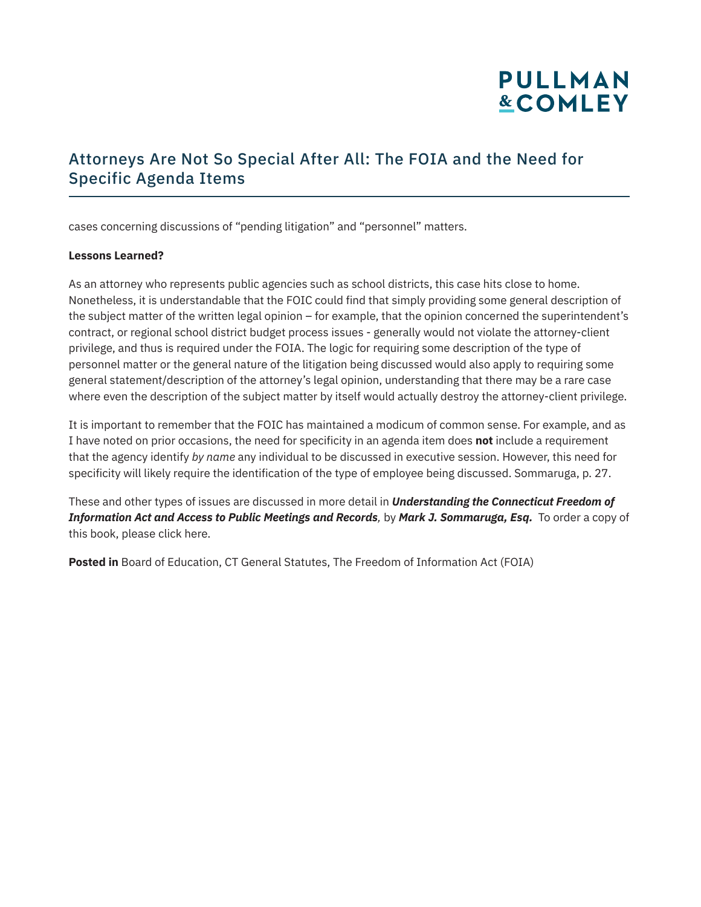cases concerning discussions of “pending litigation” and “personnel” matters.

**Lessons Learned?**

As an attorney who represents public agencies such as school districts, this case hits close to home. Nonetheless, it is understandable that the FOIC could find that simply providing some general description of the subject matter of the written legal opinion – for example, that the opinion concerned the superintendent’s contract, or regional school district budget process issues - generally would not violate the attorney-client privilege, and thus is required under the FOIA. The logic for requiring some description of the type of personnel matter or the general nature of the litigation being discussed would also apply to requiring some general statement/description of the attorney’s legal opinion, understanding that there may be a rare case where even the description of the subject matter by itself would actually destroy the attorney-client privilege.

It is important to remember that the FOIC has maintained a modicum of common sense. For example, and as I have noted on prior occasions, the need for specificity in an agenda item does **not** include a requirement that the agency identify *by name* any individual to be discussed in executive session. However, this need for specificity will likely require the identification of the type of employee being discussed. Sommaruga, p. 27.

These and other types of issues are discussed in more detail in ***Understanding the Connecticut Freedom of Information Act and Access to Public Meetings and Records***, by ***Mark J. Sommaruga, Esq.*** To order a copy of this book, please click here.

**Posted in** Board of Education, CT General Statutes, The Freedom of Information Act (FOIA)